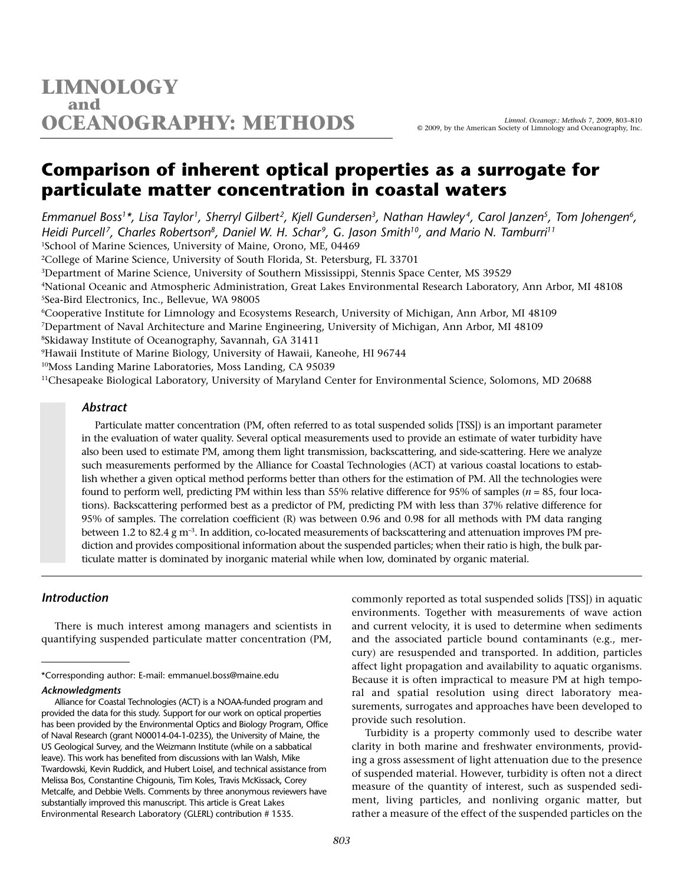# Comparison of inherent optical properties as a surrogate for particulate matter concentration in coastal waters

*Emmanuel Boss[1]\*, Lisa Taylor[1], Sherryl Gilbert[2], Kjell Gundersen[3], Nathan Hawley[4], Carol Janzen[5], Tom Johengen[6], Heidi Purcell[7], Charles Robertson[8], Daniel W. H. Schar[9], G. Jason Smith[10], and Mario N. Tamburri[11]*

[1]School of Marine Sciences, University of Maine, Orono, ME, 04469
[2]College of Marine Science, University of South Florida, St. Petersburg, FL 33701
[3]Department of Marine Science, University of Southern Mississippi, Stennis Space Center, MS 39529
[4]National Oceanic and Atmospheric Administration, Great Lakes Environmental Research Laboratory, Ann Arbor, MI 48108
[5]Sea-Bird Electronics, Inc., Bellevue, WA 98005
[6]Cooperative Institute for Limnology and Ecosystems Research, University of Michigan, Ann Arbor, MI 48109
[7]Department of Naval Architecture and Marine Engineering, University of Michigan, Ann Arbor, MI 48109
[8]Skidaway Institute of Oceanography, Savannah, GA 31411
[9]Hawaii Institute of Marine Biology, University of Hawaii, Kaneohe, HI 96744
[10]Moss Landing Marine Laboratories, Moss Landing, CA 95039
[11]Chesapeake Biological Laboratory, University of Maryland Center for Environmental Science, Solomons, MD 20688

## Abstract

Particulate matter concentration (PM, often referred to as total suspended solids [TSS]) is an important parameter in the evaluation of water quality. Several optical measurements used to provide an estimate of water turbidity have also been used to estimate PM, among them light transmission, backscattering, and side-scattering. Here we analyze such measurements performed by the Alliance for Coastal Technologies (ACT) at various coastal locations to establish whether a given optical method performs better than others for the estimation of PM. All the technologies were found to perform well, predicting PM within less than 55% relative difference for 95% of samples ($n = 85$, four locations). Backscattering performed best as a predictor of PM, predicting PM with less than 37% relative difference for 95% of samples. The correlation coefficient (R) was between 0.96 and 0.98 for all methods with PM data ranging between 1.2 to 82.4 g m$^{-3}$. In addition, co-located measurements of backscattering and attenuation improves PM prediction and provides compositional information about the suspended particles; when their ratio is high, the bulk particulate matter is dominated by inorganic material while when low, dominated by organic material.

## Introduction

There is much interest among managers and scientists in quantifying suspended particulate matter concentration (PM, commonly reported as total suspended solids [TSS]) in aquatic environments. Together with measurements of wave action and current velocity, it is used to determine when sediments and the associated particle bound contaminants (e.g., mercury) are resuspended and transported. In addition, particles affect light propagation and availability to aquatic organisms. Because it is often impractical to measure PM at high temporal and spatial resolution using direct laboratory measurements, surrogates and approaches have been developed to provide such resolution.

Turbidity is a property commonly used to describe water clarity in both marine and freshwater environments, providing a gross assessment of light attenuation due to the presence of suspended material. However, turbidity is often not a direct measure of the quantity of interest, such as suspended sediment, living particles, and nonliving organic matter, but rather a measure of the effect of the suspended particles on the

---

\*Corresponding author: E-mail: emmanuel.boss@maine.edu

***Acknowledgments***

Alliance for Coastal Technologies (ACT) is a NOAA-funded program and provided the data for this study. Support for our work on optical properties has been provided by the Environmental Optics and Biology Program, Office of Naval Research (grant N00014-04-1-0235), the University of Maine, the US Geological Survey, and the Weizmann Institute (while on a sabbatical leave). This work has benefited from discussions with Ian Walsh, Mike Twardowski, Kevin Ruddick, and Hubert Loisel, and technical assistance from Melissa Bos, Constantine Chigounis, Tim Koles, Travis McKissack, Corey Metcalfe, and Debbie Wells. Comments by three anonymous reviewers have substantially improved this manuscript. This article is Great Lakes Environmental Research Laboratory (GLERL) contribution # 1535.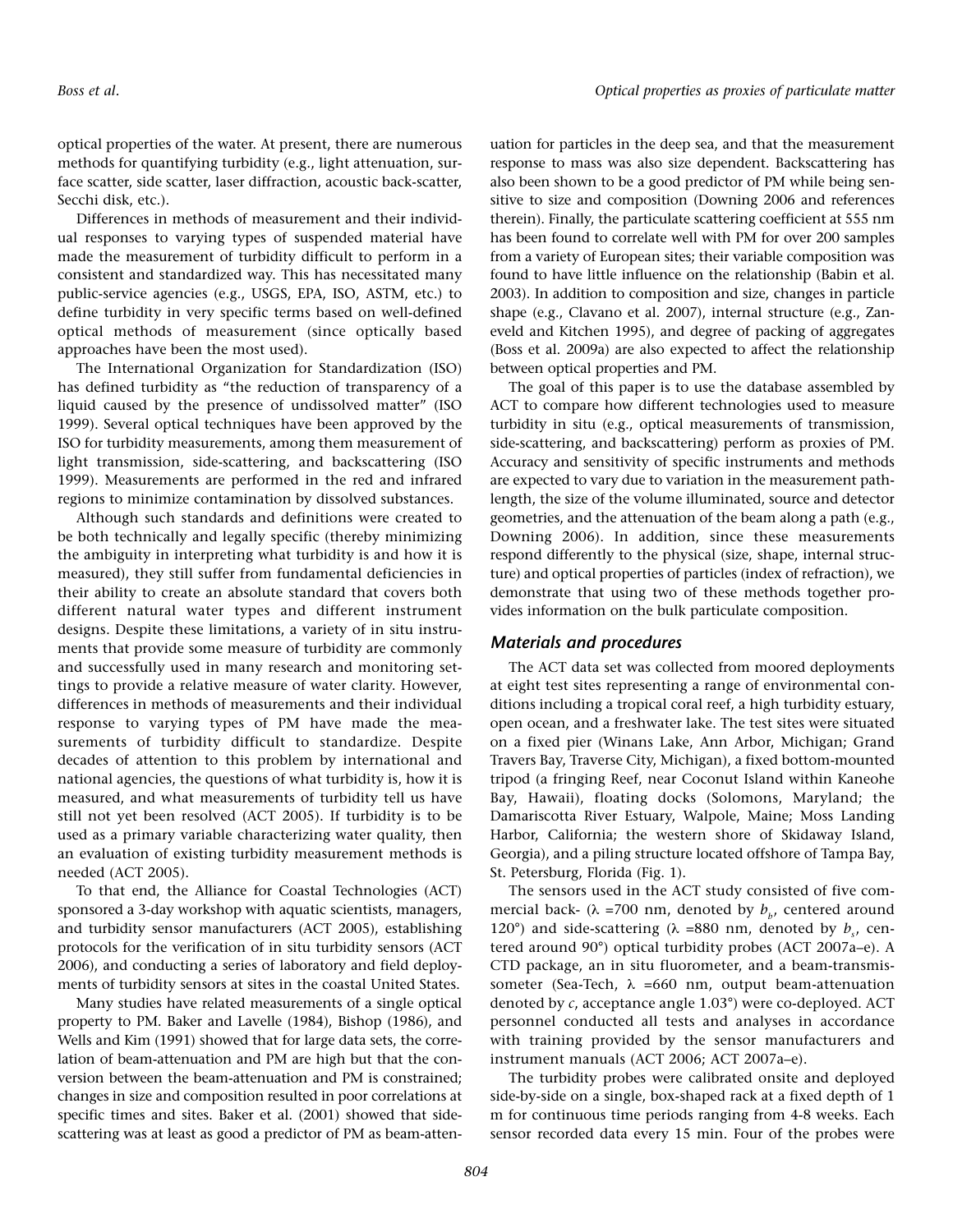optical properties of the water. At present, there are numerous methods for quantifying turbidity (e.g., light attenuation, surface scatter, side scatter, laser diffraction, acoustic back-scatter, Secchi disk, etc.).

Differences in methods of measurement and their individual responses to varying types of suspended material have made the measurement of turbidity difficult to perform in a consistent and standardized way. This has necessitated many public-service agencies (e.g., USGS, EPA, ISO, ASTM, etc.) to define turbidity in very specific terms based on well-defined optical methods of measurement (since optically based approaches have been the most used).

The International Organization for Standardization (ISO) has defined turbidity as "the reduction of transparency of a liquid caused by the presence of undissolved matter" (ISO 1999). Several optical techniques have been approved by the ISO for turbidity measurements, among them measurement of light transmission, side-scattering, and backscattering (ISO 1999). Measurements are performed in the red and infrared regions to minimize contamination by dissolved substances.

Although such standards and definitions were created to be both technically and legally specific (thereby minimizing the ambiguity in interpreting what turbidity is and how it is measured), they still suffer from fundamental deficiencies in their ability to create an absolute standard that covers both different natural water types and different instrument designs. Despite these limitations, a variety of in situ instruments that provide some measure of turbidity are commonly and successfully used in many research and monitoring settings to provide a relative measure of water clarity. However, differences in methods of measurements and their individual response to varying types of PM have made the measurements of turbidity difficult to standardize. Despite decades of attention to this problem by international and national agencies, the questions of what turbidity is, how it is measured, and what measurements of turbidity tell us have still not yet been resolved (ACT 2005). If turbidity is to be used as a primary variable characterizing water quality, then an evaluation of existing turbidity measurement methods is needed (ACT 2005).

To that end, the Alliance for Coastal Technologies (ACT) sponsored a 3-day workshop with aquatic scientists, managers, and turbidity sensor manufacturers (ACT 2005), establishing protocols for the verification of in situ turbidity sensors (ACT 2006), and conducting a series of laboratory and field deployments of turbidity sensors at sites in the coastal United States.

Many studies have related measurements of a single optical property to PM. Baker and Lavelle (1984), Bishop (1986), and Wells and Kim (1991) showed that for large data sets, the correlation of beam-attenuation and PM are high but that the conversion between the beam-attenuation and PM is constrained; changes in size and composition resulted in poor correlations at specific times and sites. Baker et al. (2001) showed that side-scattering was at least as good a predictor of PM as beam-attenuation for particles in the deep sea, and that the measurement response to mass was also size dependent. Backscattering has also been shown to be a good predictor of PM while being sensitive to size and composition (Downing 2006 and references therein). Finally, the particulate scattering coefficient at 555 nm has been found to correlate well with PM for over 200 samples from a variety of European sites; their variable composition was found to have little influence on the relationship (Babin et al. 2003). In addition to composition and size, changes in particle shape (e.g., Clavano et al. 2007), internal structure (e.g., Zaneveld and Kitchen 1995), and degree of packing of aggregates (Boss et al. 2009a) are also expected to affect the relationship between optical properties and PM.

The goal of this paper is to use the database assembled by ACT to compare how different technologies used to measure turbidity in situ (e.g., optical measurements of transmission, side-scattering, and backscattering) perform as proxies of PM. Accuracy and sensitivity of specific instruments and methods are expected to vary due to variation in the measurement path-length, the size of the volume illuminated, source and detector geometries, and the attenuation of the beam along a path (e.g., Downing 2006). In addition, since these measurements respond differently to the physical (size, shape, internal structure) and optical properties of particles (index of refraction), we demonstrate that using two of these methods together provides information on the bulk particulate composition.

## Materials and procedures

The ACT data set was collected from moored deployments at eight test sites representing a range of environmental conditions including a tropical coral reef, a high turbidity estuary, open ocean, and a freshwater lake. The test sites were situated on a fixed pier (Winans Lake, Ann Arbor, Michigan; Grand Travers Bay, Traverse City, Michigan), a fixed bottom-mounted tripod (a fringing Reef, near Coconut Island within Kaneohe Bay, Hawaii), floating docks (Solomons, Maryland; the Damariscotta River Estuary, Walpole, Maine; Moss Landing Harbor, California; the western shore of Skidaway Island, Georgia), and a piling structure located offshore of Tampa Bay, St. Petersburg, Florida (Fig. 1).

The sensors used in the ACT study consisted of five commercial back- ($\lambda$ =700 nm, denoted by $b_b$, centered around 120°) and side-scattering ($\lambda$ =880 nm, denoted by $b_s$, centered around 90°) optical turbidity probes (ACT 2007a–e). A CTD package, an in situ fluorometer, and a beam-transmissometer (Sea-Tech, $\lambda$ =660 nm, output beam-attenuation denoted by $c$, acceptance angle 1.03°) were co-deployed. ACT personnel conducted all tests and analyses in accordance with training provided by the sensor manufacturers and instrument manuals (ACT 2006; ACT 2007a–e).

The turbidity probes were calibrated onsite and deployed side-by-side on a single, box-shaped rack at a fixed depth of 1 m for continuous time periods ranging from 4-8 weeks. Each sensor recorded data every 15 min. Four of the probes were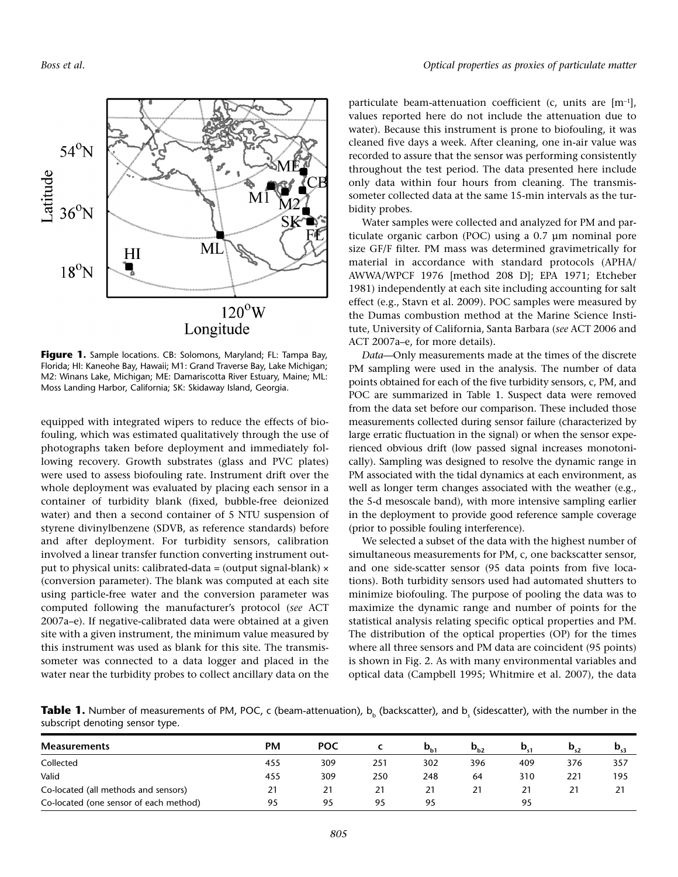Figure 1. Sample locations. CB: Solomons, Maryland; FL: Tampa Bay, Florida; HI: Kaneohe Bay, Hawaii; M1: Grand Traverse Bay, Lake Michigan; M2: Winans Lake, Michigan; ME: Damariscotta River Estuary, Maine; ML: Moss Landing Harbor, California; SK: Skidaway Island, Georgia.

equipped with integrated wipers to reduce the effects of biofouling, which was estimated qualitatively through the use of photographs taken before deployment and immediately following recovery. Growth substrates (glass and PVC plates) were used to assess biofouling rate. Instrument drift over the whole deployment was evaluated by placing each sensor in a container of turbidity blank (fixed, bubble-free deionized water) and then a second container of 5 NTU suspension of styrene divinylbenzene (SDVB, as reference standards) before and after deployment. For turbidity sensors, calibration involved a linear transfer function converting instrument output to physical units: calibrated-data = (output signal-blank) × (conversion parameter). The blank was computed at each site using particle-free water and the conversion parameter was computed following the manufacturer's protocol (*see* ACT 2007a–e). If negative-calibrated data were obtained at a given site with a given instrument, the minimum value measured by this instrument was used as blank for this site. The transmissometer was connected to a data logger and placed in the water near the turbidity probes to collect ancillary data on the particulate beam-attenuation coefficient (c, units are [$m^{-1}$], values reported here do not include the attenuation due to water). Because this instrument is prone to biofouling, it was cleaned five days a week. After cleaning, one in-air value was recorded to assure that the sensor was performing consistently throughout the test period. The data presented here include only data within four hours from cleaning. The transmissometer collected data at the same 15-min intervals as the turbidity probes.

Water samples were collected and analyzed for PM and particulate organic carbon (POC) using a 0.7 μm nominal pore size GF/F filter. PM mass was determined gravimetrically for material in accordance with standard protocols (APHA/AWWA/WPCF 1976 [method 208 D]; EPA 1971; Etcheber 1981) independently at each site including accounting for salt effect (e.g., Stavn et al. 2009). POC samples were measured by the Dumas combustion method at the Marine Science Institute, University of California, Santa Barbara (*see* ACT 2006 and ACT 2007a–e, for more details).

*Data*—Only measurements made at the times of the discrete PM sampling were used in the analysis. The number of data points obtained for each of the five turbidity sensors, c, PM, and POC are summarized in Table 1. Suspect data were removed from the data set before our comparison. These included those measurements collected during sensor failure (characterized by large erratic fluctuation in the signal) or when the sensor experienced obvious drift (low passed signal increases monotonically). Sampling was designed to resolve the dynamic range in PM associated with the tidal dynamics at each environment, as well as longer term changes associated with the weather (e.g., the 5-d mesoscale band), with more intensive sampling earlier in the deployment to provide good reference sample coverage (prior to possible fouling interference).

We selected a subset of the data with the highest number of simultaneous measurements for PM, c, one backscatter sensor, and one side-scatter sensor (95 data points from five locations). Both turbidity sensors used had automated shutters to minimize biofouling. The purpose of pooling the data was to maximize the dynamic range and number of points for the statistical analysis relating specific optical properties and PM. The distribution of the optical properties (OP) for the times where all three sensors and PM data are coincident (95 points) is shown in Fig. 2. As with many environmental variables and optical data (Campbell 1995; Whitmire et al. 2007), the data

**Table 1.** Number of measurements of PM, POC, c (beam-attenuation), $b_b$ (backscatter), and $b_s$ (sidescatter), with the number in the subscript denoting sensor type.

| Measurements | PM | POC | c | $b_{b1}$ | $b_{b2}$ | $b_{s1}$ | $b_{s2}$ | $b_{s3}$ |
|---|---|---|---|---|---|---|---|---|
| Collected | 455 | 309 | 251 | 302 | 396 | 409 | 376 | 357 |
| Valid | 455 | 309 | 250 | 248 | 64 | 310 | 221 | 195 |
| Co-located (all methods and sensors) | 21 | 21 | 21 | 21 | 21 | 21 | 21 | 21 |
| Co-located (one sensor of each method) | 95 | 95 | 95 | 95 | | 95 | | |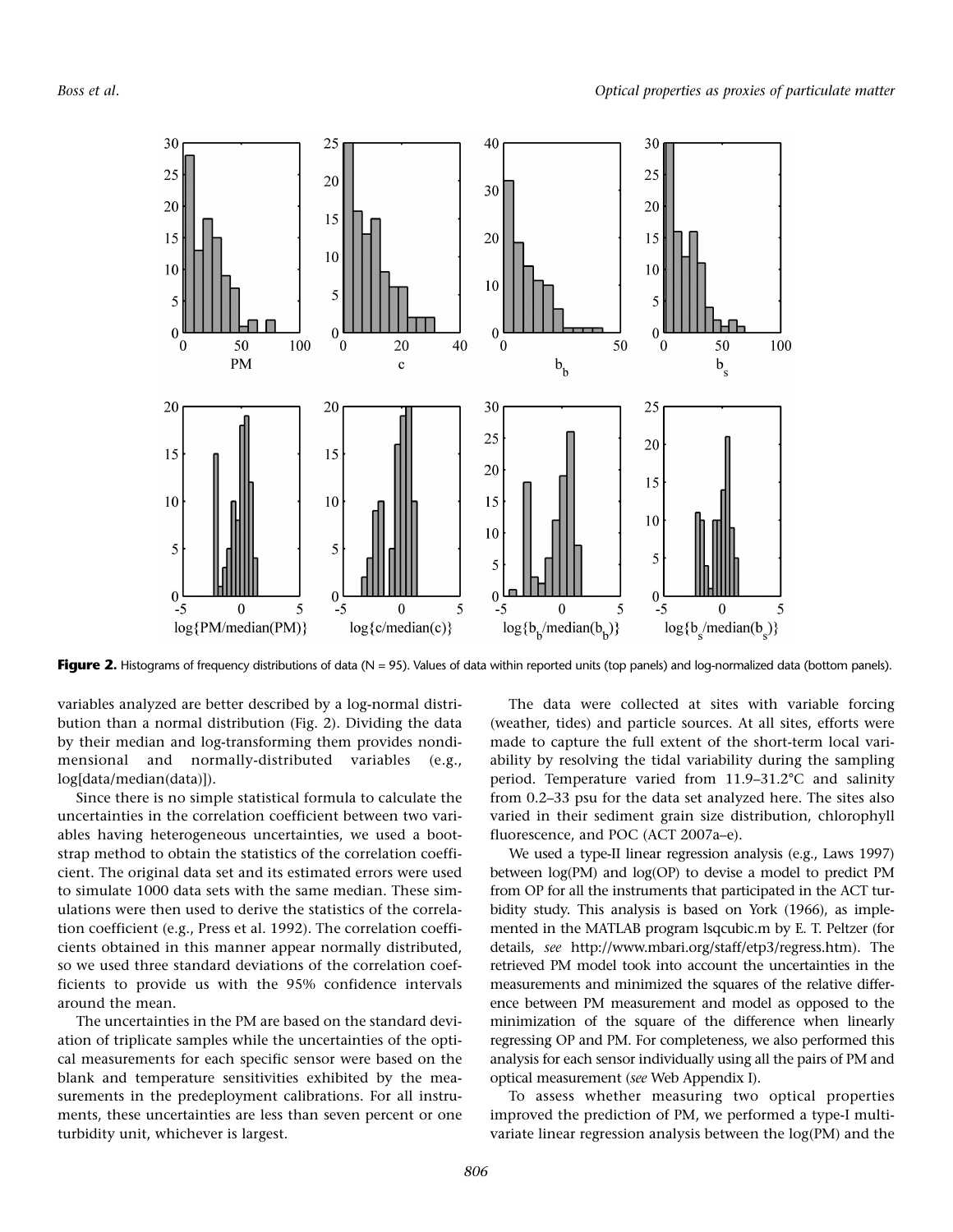Figure 2. Histograms of frequency distributions of data (N = 95). Values of data within reported units (top panels) and log-normalized data (bottom panels).

variables analyzed are better described by a log-normal distribution than a normal distribution (Fig. 2). Dividing the data by their median and log-transforming them provides nondimensional and normally-distributed variables (e.g., log[data/median(data)]).

Since there is no simple statistical formula to calculate the uncertainties in the correlation coefficient between two variables having heterogeneous uncertainties, we used a bootstrap method to obtain the statistics of the correlation coefficient. The original data set and its estimated errors were used to simulate 1000 data sets with the same median. These simulations were then used to derive the statistics of the correlation coefficient (e.g., Press et al. 1992). The correlation coefficients obtained in this manner appear normally distributed, so we used three standard deviations of the correlation coefficients to provide us with the 95% confidence intervals around the mean.

The uncertainties in the PM are based on the standard deviation of triplicate samples while the uncertainties of the optical measurements for each specific sensor were based on the blank and temperature sensitivities exhibited by the measurements in the predeployment calibrations. For all instruments, these uncertainties are less than seven percent or one turbidity unit, whichever is largest.

The data were collected at sites with variable forcing (weather, tides) and particle sources. At all sites, efforts were made to capture the full extent of the short-term local variability by resolving the tidal variability during the sampling period. Temperature varied from 11.9–31.2°C and salinity from 0.2–33 psu for the data set analyzed here. The sites also varied in their sediment grain size distribution, chlorophyll fluorescence, and POC (ACT 2007a–e).

We used a type-II linear regression analysis (e.g., Laws 1997) between log(PM) and log(OP) to devise a model to predict PM from OP for all the instruments that participated in the ACT turbidity study. This analysis is based on York (1966), as implemented in the MATLAB program lsqcubic.m by E. T. Peltzer (for details, *see* http://www.mbari.org/staff/etp3/regress.htm). The retrieved PM model took into account the uncertainties in the measurements and minimized the squares of the relative difference between PM measurement and model as opposed to the minimization of the square of the difference when linearly regressing OP and PM. For completeness, we also performed this analysis for each sensor individually using all the pairs of PM and optical measurement (*see* Web Appendix I).

To assess whether measuring two optical properties improved the prediction of PM, we performed a type-I multivariate linear regression analysis between the log(PM) and the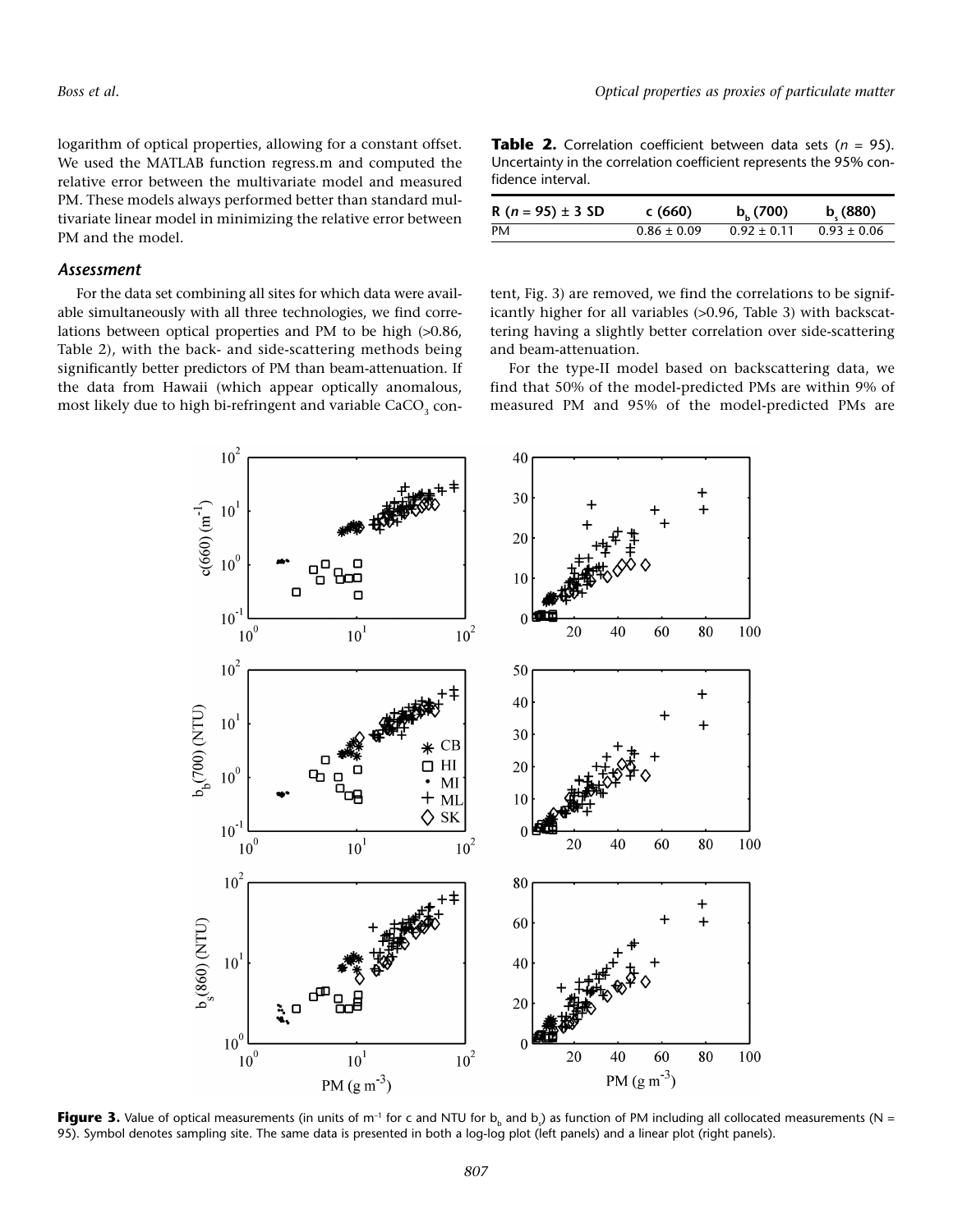logarithm of optical properties, allowing for a constant offset. We used the MATLAB function regress.m and computed the relative error between the multivariate model and measured PM. These models always performed better than standard multivariate linear model in minimizing the relative error between PM and the model.

### Assessment

For the data set combining all sites for which data were available simultaneously with all three technologies, we find correlations between optical properties and PM to be high (>0.86, Table 2), with the back- and side-scattering methods being significantly better predictors of PM than beam-attenuation. If the data from Hawaii (which appear optically anomalous, most likely due to high bi-refringent and variable $CaCO_3$ content, Fig. 3) are removed, we find the correlations to be significantly higher for all variables (>0.96, Table 3) with backscattering having a slightly better correlation over side-scattering and beam-attenuation.

For the type-II model based on backscattering data, we find that 50% of the model-predicted PMs are within 9% of measured PM and 95% of the model-predicted PMs are

**Table 2.** Correlation coefficient between data sets ($n$ = 95). Uncertainty in the correlation coefficient represents the 95% confidence interval.

| R ($n$ = 95) ± 3 SD | c (660) | $b_b$ (700) | $b_s$ (880) |
|---|---|---|---|
| PM | 0.86 ± 0.09 | 0.92 ± 0.11 | 0.93 ± 0.06 |

**Figure 3.** Value of optical measurements (in units of $m^{-1}$ for c and NTU for $b_b$ and $b_s$) as function of PM including all collocated measurements (N = 95). Symbol denotes sampling site. The same data is presented in both a log-log plot (left panels) and a linear plot (right panels).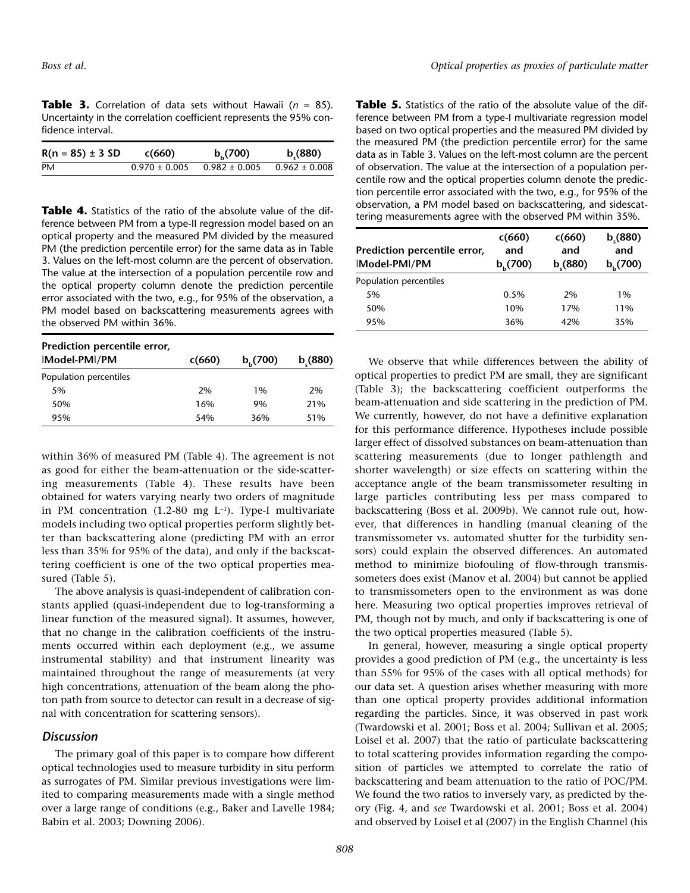**Table 3.** Correlation of data sets without Hawaii ($n$ = 85). Uncertainty in the correlation coefficient represents the 95% confidence interval.

| $R(n = 85) \pm 3$ SD | $c(660)$ | $b_b(700)$ | $b_s(880)$ |
|---|---|---|---|
| PM | 0.970 ± 0.005 | 0.982 ± 0.005 | 0.962 ± 0.008 |

**Table 4.** Statistics of the ratio of the absolute value of the difference between PM from a type-II regression model based on an optical property and the measured PM divided by the measured PM (the prediction percentile error) for the same data as in Table 3. Values on the left-most column are the percent of observation. The value at the intersection of a population percentile row and the optical property column denote the prediction percentile error associated with the two, e.g., for 95% of the observation, a PM model based on backscattering measurements agrees with the observed PM within 36%.

| Prediction percentile error, \|Model-PM\|/PM | $c(660)$ | $b_b(700)$ | $b_s(880)$ |
|---|---|---|---|
| Population percentiles | | | |
| 5% | 2% | 1% | 2% |
| 50% | 16% | 9% | 21% |
| 95% | 54% | 36% | 51% |

within 36% of measured PM (Table 4). The agreement is not as good for either the beam-attenuation or the side-scattering measurements (Table 4). These results have been obtained for waters varying nearly two orders of magnitude in PM concentration (1.2-80 mg $L^{-1}$). Type-I multivariate models including two optical properties perform slightly better than backscattering alone (predicting PM with an error less than 35% for 95% of the data), and only if the backscattering coefficient is one of the two optical properties measured (Table 5).

The above analysis is quasi-independent of calibration constants applied (quasi-independent due to log-transforming a linear function of the measured signal). It assumes, however, that no change in the calibration coefficients of the instruments occurred within each deployment (e.g., we assume instrumental stability) and that instrument linearity was maintained throughout the range of measurements (at very high concentrations, attenuation of the beam along the photon path from source to detector can result in a decrease of signal with concentration for scattering sensors).

## Discussion

The primary goal of this paper is to compare how different optical technologies used to measure turbidity in situ perform as surrogates of PM. Similar previous investigations were limited to comparing measurements made with a single method over a large range of conditions (e.g., Baker and Lavelle 1984; Babin et al. 2003; Downing 2006).

**Table 5.** Statistics of the ratio of the absolute value of the difference between PM from a type-I multivariate regression model based on two optical properties and the measured PM divided by the measured PM (the prediction percentile error) for the same data as in Table 3. Values on the left-most column are the percent of observation. The value at the intersection of a population percentile row and the optical properties column denote the prediction percentile error associated with the two, e.g., for 95% of the observation, a PM model based on backscattering, and sidescattering measurements agree with the observed PM within 35%.

| Prediction percentile error, \|Model-PM\|/PM | $c(660)$ and $b_b(700)$ | $c(660)$ and $b_s(880)$ | $b_s(880)$ and $b_b(700)$ |
|---|---|---|---|
| Population percentiles | | | |
| 5% | 0.5% | 2% | 1% |
| 50% | 10% | 17% | 11% |
| 95% | 36% | 42% | 35% |

We observe that while differences between the ability of optical properties to predict PM are small, they are significant (Table 3); the backscattering coefficient outperforms the beam-attenuation and side scattering in the prediction of PM. We currently, however, do not have a definitive explanation for this performance difference. Hypotheses include possible larger effect of dissolved substances on beam-attenuation than scattering measurements (due to longer pathlength and shorter wavelength) or size effects on scattering within the acceptance angle of the beam transmissometer resulting in large particles contributing less per mass compared to backscattering (Boss et al. 2009b). We cannot rule out, however, that differences in handling (manual cleaning of the transmissometer vs. automated shutter for the turbidity sensors) could explain the observed differences. An automated method to minimize biofouling of flow-through transmissometers does exist (Manov et al. 2004) but cannot be applied to transmissometers open to the environment as was done here. Measuring two optical properties improves retrieval of PM, though not by much, and only if backscattering is one of the two optical properties measured (Table 5).

In general, however, measuring a single optical property provides a good prediction of PM (e.g., the uncertainty is less than 55% for 95% of the cases with all optical methods) for our data set. A question arises whether measuring with more than one optical property provides additional information regarding the particles. Since, it was observed in past work (Twardowski et al. 2001; Boss et al. 2004; Sullivan et al. 2005; Loisel et al. 2007) that the ratio of particulate backscattering to total scattering provides information regarding the composition of particles we attempted to correlate the ratio of backscattering and beam attenuation to the ratio of POC/PM. We found the two ratios to inversely vary, as predicted by theory (Fig. 4, and *see* Twardowski et al. 2001; Boss et al. 2004) and observed by Loisel et al (2007) in the English Channel (his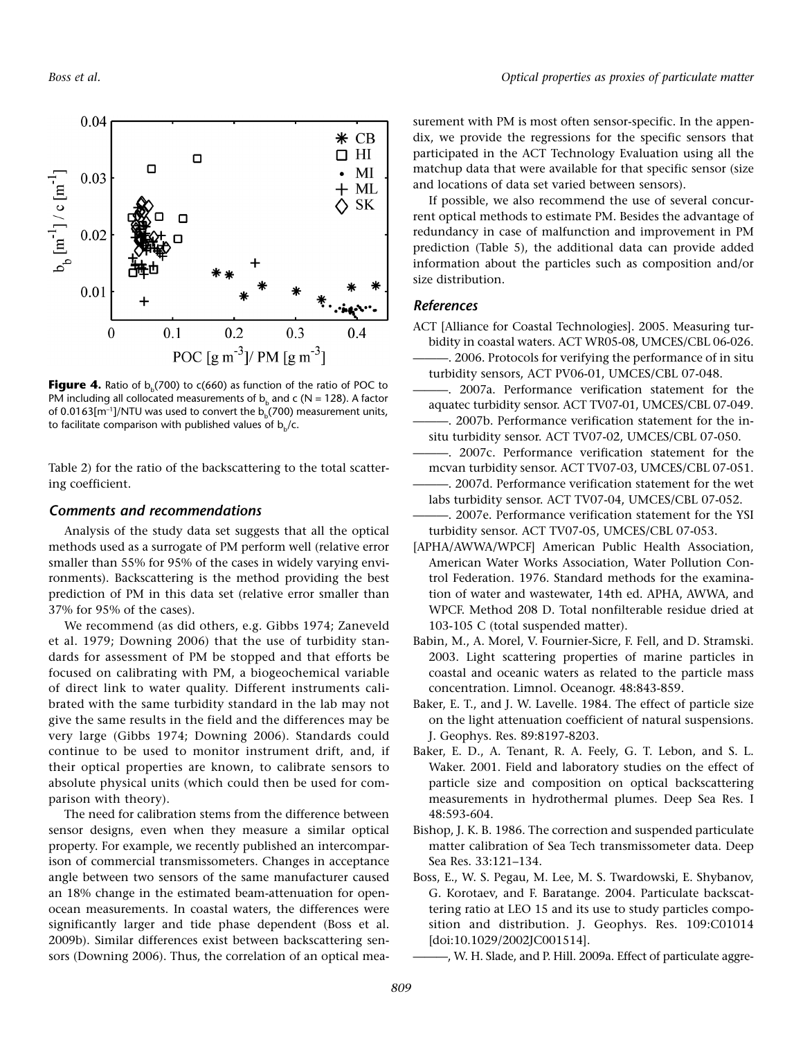**Figure 4.** Ratio of $b_b(700)$ to $c(660)$ as function of the ratio of POC to PM including all collocated measurements of $b_b$ and c (N = 128). A factor of 0.0163[$m^{-1}$]/NTU was used to convert the $b_b(700)$ measurement units, to facilitate comparison with published values of $b_b/c$.

Table 2) for the ratio of the backscattering to the total scattering coefficient.

### Comments and recommendations

Analysis of the study data set suggests that all the optical methods used as a surrogate of PM perform well (relative error smaller than 55% for 95% of the cases in widely varying environments). Backscattering is the method providing the best prediction of PM in this data set (relative error smaller than 37% for 95% of the cases).

We recommend (as did others, e.g. Gibbs 1974; Zaneveld et al. 1979; Downing 2006) that the use of turbidity standards for assessment of PM be stopped and that efforts be focused on calibrating with PM, a biogeochemical variable of direct link to water quality. Different instruments calibrated with the same turbidity standard in the lab may not give the same results in the field and the differences may be very large (Gibbs 1974; Downing 2006). Standards could continue to be used to monitor instrument drift, and, if their optical properties are known, to calibrate sensors to absolute physical units (which could then be used for comparison with theory).

The need for calibration stems from the difference between sensor designs, even when they measure a similar optical property. For example, we recently published an intercomparison of commercial transmissometers. Changes in acceptance angle between two sensors of the same manufacturer caused an 18% change in the estimated beam-attenuation for open-ocean measurements. In coastal waters, the differences were significantly larger and tide phase dependent (Boss et al. 2009b). Similar differences exist between backscattering sensors (Downing 2006). Thus, the correlation of an optical measurement with PM is most often sensor-specific. In the appendix, we provide the regressions for the specific sensors that participated in the ACT Technology Evaluation using all the matchup data that were available for that specific sensor (size and locations of data set varied between sensors).

If possible, we also recommend the use of several concurrent optical methods to estimate PM. Besides the advantage of redundancy in case of malfunction and improvement in PM prediction (Table 5), the additional data can provide added information about the particles such as composition and/or size distribution.

### References

ACT [Alliance for Coastal Technologies]. 2005. Measuring turbidity in coastal waters. ACT WR05-08, UMCES/CBL 06-026.

———. 2006. Protocols for verifying the performance of in situ turbidity sensors, ACT PV06-01, UMCES/CBL 07-048.

———. 2007a. Performance verification statement for the aquatec turbidity sensor. ACT TV07-01, UMCES/CBL 07-049.

———. 2007b. Performance verification statement for the in-situ turbidity sensor. ACT TV07-02, UMCES/CBL 07-050.

———. 2007c. Performance verification statement for the mcvan turbidity sensor. ACT TV07-03, UMCES/CBL 07-051.

———. 2007d. Performance verification statement for the wet labs turbidity sensor. ACT TV07-04, UMCES/CBL 07-052.

———. 2007e. Performance verification statement for the YSI turbidity sensor. ACT TV07-05, UMCES/CBL 07-053.

[APHA/AWWA/WPCF] American Public Health Association, American Water Works Association, Water Pollution Control Federation. 1976. Standard methods for the examination of water and wastewater, 14th ed. APHA, AWWA, and WPCF. Method 208 D. Total nonfilterable residue dried at 103-105 C (total suspended matter).

Babin, M., A. Morel, V. Fournier-Sicre, F. Fell, and D. Stramski. 2003. Light scattering properties of marine particles in coastal and oceanic waters as related to the particle mass concentration. Limnol. Oceanogr. 48:843-859.

Baker, E. T., and J. W. Lavelle. 1984. The effect of particle size on the light attenuation coefficient of natural suspensions. J. Geophys. Res. 89:8197-8203.

Baker, E. D., A. Tenant, R. A. Feely, G. T. Lebon, and S. L. Waker. 2001. Field and laboratory studies on the effect of particle size and composition on optical backscattering measurements in hydrothermal plumes. Deep Sea Res. I 48:593-604.

Bishop, J. K. B. 1986. The correction and suspended particulate matter calibration of Sea Tech transmissometer data. Deep Sea Res. 33:121–134.

Boss, E., W. S. Pegau, M. Lee, M. S. Twardowski, E. Shybanov, G. Korotaev, and F. Baratange. 2004. Particulate backscattering ratio at LEO 15 and its use to study particles composition and distribution. J. Geophys. Res. 109:C01014 [doi:10.1029/2002JC001514].

———, W. H. Slade, and P. Hill. 2009a. Effect of particulate aggre-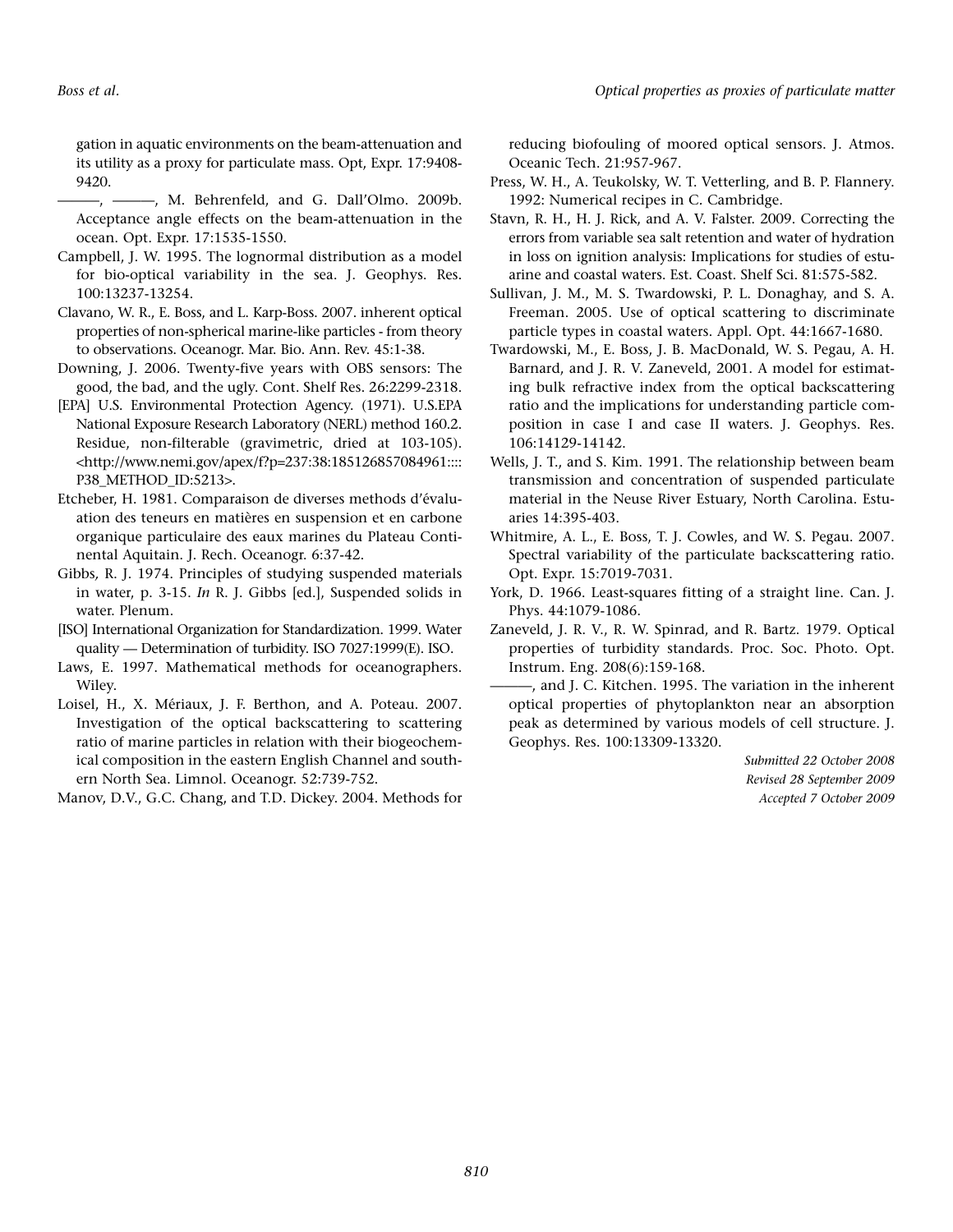gation in aquatic environments on the beam-attenuation and its utility as a proxy for particulate mass. Opt, Expr. 17:9408-9420.

———, ———, M. Behrenfeld, and G. Dall'Olmo. 2009b. Acceptance angle effects on the beam-attenuation in the ocean. Opt. Expr. 17:1535-1550.

Campbell, J. W. 1995. The lognormal distribution as a model for bio-optical variability in the sea. J. Geophys. Res. 100:13237-13254.

Clavano, W. R., E. Boss, and L. Karp-Boss. 2007. inherent optical properties of non-spherical marine-like particles - from theory to observations. Oceanogr. Mar. Bio. Ann. Rev. 45:1-38.

Downing, J. 2006. Twenty-five years with OBS sensors: The good, the bad, and the ugly. Cont. Shelf Res. 26:2299-2318.

[EPA] U.S. Environmental Protection Agency. (1971). U.S.EPA National Exposure Research Laboratory (NERL) method 160.2. Residue, non-filterable (gravimetric, dried at 103-105). <http://www.nemi.gov/apex/f?p=237:38:185126857084961::::P38_METHOD_ID:5213>.

Etcheber, H. 1981. Comparaison de diverses methods d'évaluation des teneurs en matières en suspension et en carbone organique particulaire des eaux marines du Plateau Continental Aquitain. J. Rech. Oceanogr. 6:37-42.

Gibbs, R. J. 1974. Principles of studying suspended materials in water, p. 3-15. *In* R. J. Gibbs [ed.], Suspended solids in water. Plenum.

[ISO] International Organization for Standardization. 1999. Water quality — Determination of turbidity. ISO 7027:1999(E). ISO.

Laws, E. 1997. Mathematical methods for oceanographers. Wiley.

Loisel, H., X. Mériaux, J. F. Berthon, and A. Poteau. 2007. Investigation of the optical backscattering to scattering ratio of marine particles in relation with their biogeochemical composition in the eastern English Channel and southern North Sea. Limnol. Oceanogr. 52:739-752.

Manov, D.V., G.C. Chang, and T.D. Dickey. 2004. Methods for reducing biofouling of moored optical sensors. J. Atmos. Oceanic Tech. 21:957-967.

Press, W. H., A. Teukolsky, W. T. Vetterling, and B. P. Flannery. 1992: Numerical recipes in C. Cambridge.

Stavn, R. H., H. J. Rick, and A. V. Falster. 2009. Correcting the errors from variable sea salt retention and water of hydration in loss on ignition analysis: Implications for studies of estuarine and coastal waters. Est. Coast. Shelf Sci. 81:575-582.

Sullivan, J. M., M. S. Twardowski, P. L. Donaghay, and S. A. Freeman. 2005. Use of optical scattering to discriminate particle types in coastal waters. Appl. Opt. 44:1667-1680.

Twardowski, M., E. Boss, J. B. MacDonald, W. S. Pegau, A. H. Barnard, and J. R. V. Zaneveld, 2001. A model for estimating bulk refractive index from the optical backscattering ratio and the implications for understanding particle composition in case I and case II waters. J. Geophys. Res. 106:14129-14142.

Wells, J. T., and S. Kim. 1991. The relationship between beam transmission and concentration of suspended particulate material in the Neuse River Estuary, North Carolina. Estuaries 14:395-403.

Whitmire, A. L., E. Boss, T. J. Cowles, and W. S. Pegau. 2007. Spectral variability of the particulate backscattering ratio. Opt. Expr. 15:7019-7031.

York, D. 1966. Least-squares fitting of a straight line. Can. J. Phys. 44:1079-1086.

Zaneveld, J. R. V., R. W. Spinrad, and R. Bartz. 1979. Optical properties of turbidity standards. Proc. Soc. Photo. Opt. Instrum. Eng. 208(6):159-168.

———, and J. C. Kitchen. 1995. The variation in the inherent optical properties of phytoplankton near an absorption peak as determined by various models of cell structure. J. Geophys. Res. 100:13309-13320.

*Submitted 22 October 2008*
*Revised 28 September 2009*
*Accepted 7 October 2009*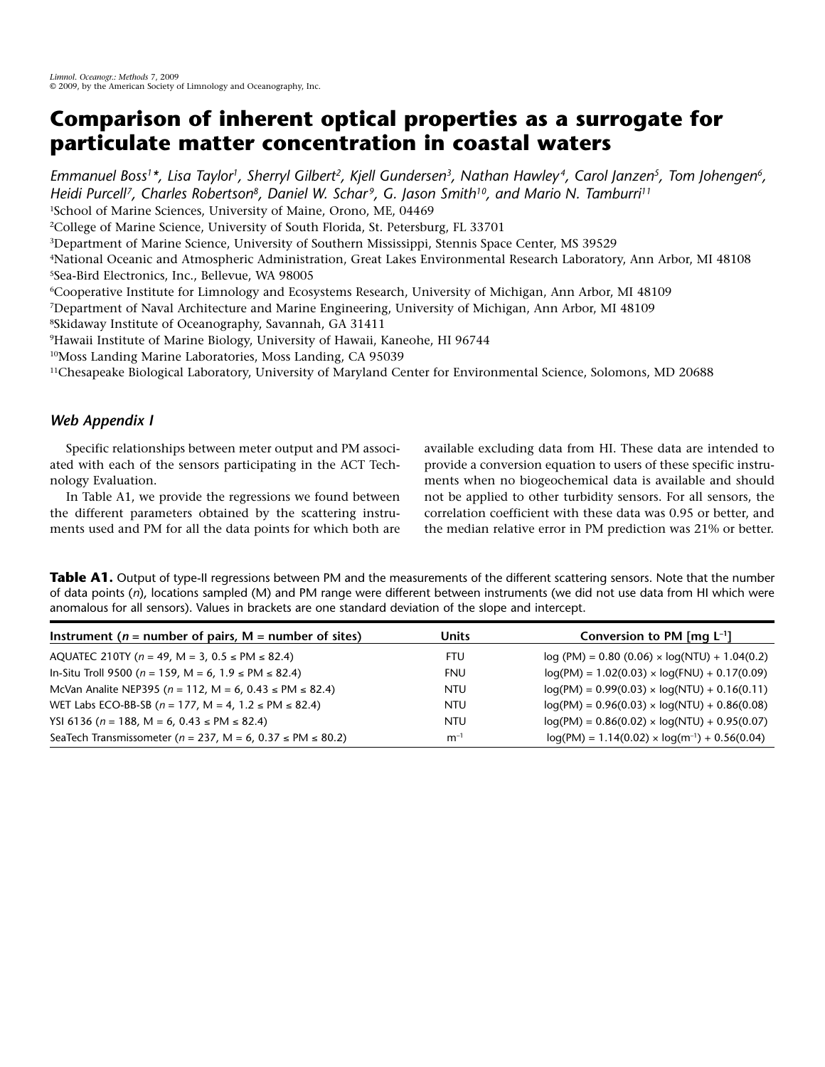# Comparison of inherent optical properties as a surrogate for particulate matter concentration in coastal waters

*Emmanuel Boss[1]\*, Lisa Taylor[1], Sherryl Gilbert[2], Kjell Gundersen[3], Nathan Hawley[4], Carol Janzen[5], Tom Johengen[6], Heidi Purcell[7], Charles Robertson[8], Daniel W. Schar[9], G. Jason Smith[10], and Mario N. Tamburri[11]*

[1]School of Marine Sciences, University of Maine, Orono, ME, 04469
[2]College of Marine Science, University of South Florida, St. Petersburg, FL 33701
[3]Department of Marine Science, University of Southern Mississippi, Stennis Space Center, MS 39529
[4]National Oceanic and Atmospheric Administration, Great Lakes Environmental Research Laboratory, Ann Arbor, MI 48108
[5]Sea-Bird Electronics, Inc., Bellevue, WA 98005
[6]Cooperative Institute for Limnology and Ecosystems Research, University of Michigan, Ann Arbor, MI 48109
[7]Department of Naval Architecture and Marine Engineering, University of Michigan, Ann Arbor, MI 48109
[8]Skidaway Institute of Oceanography, Savannah, GA 31411
[9]Hawaii Institute of Marine Biology, University of Hawaii, Kaneohe, HI 96744
[10]Moss Landing Marine Laboratories, Moss Landing, CA 95039
[11]Chesapeake Biological Laboratory, University of Maryland Center for Environmental Science, Solomons, MD 20688

## *Web Appendix I*

Specific relationships between meter output and PM associated with each of the sensors participating in the ACT Technology Evaluation.

In Table A1, we provide the regressions we found between the different parameters obtained by the scattering instruments used and PM for all the data points for which both are available excluding data from HI. These data are intended to provide a conversion equation to users of these specific instruments when no biogeochemical data is available and should not be applied to other turbidity sensors. For all sensors, the correlation coefficient with these data was 0.95 or better, and the median relative error in PM prediction was 21% or better.

**Table A1.** Output of type-II regressions between PM and the measurements of the different scattering sensors. Note that the number of data points (*n*), locations sampled (M) and PM range were different between instruments (we did not use data from HI which were anomalous for all sensors). Values in brackets are one standard deviation of the slope and intercept.

| Instrument (*n* = number of pairs, M = number of sites) | Units | Conversion to PM [mg L$^{-1}$] |
|---|---|---|
| AQUATEC 210TY ($n$ = 49, M = 3, $0.5 \le PM \le 82.4$) | FTU | log (PM) = 0.80 (0.06) × log(NTU) + 1.04(0.2) |
| In-Situ Troll 9500 ($n$ = 159, M = 6, $1.9 \le PM \le 82.4$) | FNU | log(PM) = 1.02(0.03) × log(FNU) + 0.17(0.09) |
| McVan Analite NEP395 ($n$ = 112, M = 6, $0.43 \le PM \le 82.4$) | NTU | log(PM) = 0.99(0.03) × log(NTU) + 0.16(0.11) |
| WET Labs ECO-BB-SB ($n$ = 177, M = 4, $1.2 \le PM \le 82.4$) | NTU | log(PM) = 0.96(0.03) × log(NTU) + 0.86(0.08) |
| YSI 6136 ($n$ = 188, M = 6, $0.43 \le PM \le 82.4$) | NTU | log(PM) = 0.86(0.02) × log(NTU) + 0.95(0.07) |
| SeaTech Transmissometer ($n$ = 237, M = 6, $0.37 \le PM \le 80.2$) | m$^{-1}$ | log(PM) = 1.14(0.02) × log(m$^{-1}$) + 0.56(0.04) |